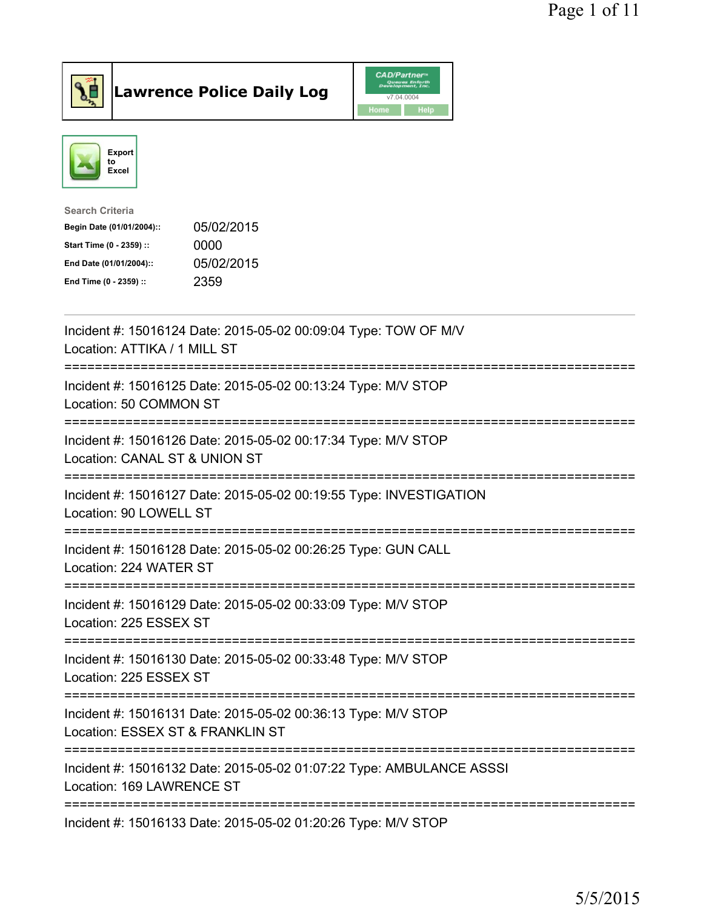# Lawrence Police Daily Log

CAD/Partner v7.04.0004

Home | Help

Export to Excel

**Search Criteria**

| | |
|---|---|
| **Begin Date (01/01/2004)::** | 05/02/2015 |
| **Start Time (0 - 2359) ::** | 0000 |
| **End Date (01/01/2004)::** | 05/02/2015 |
| **End Time (0 - 2359) ::** | 2359 |

---

Incident #: 15016124 Date: 2015-05-02 00:09:04 Type: TOW OF M/V
Location: ATTIKA / 1 MILL ST

===========================================================================

Incident #: 15016125 Date: 2015-05-02 00:13:24 Type: M/V STOP
Location: 50 COMMON ST

===========================================================================

Incident #: 15016126 Date: 2015-05-02 00:17:34 Type: M/V STOP
Location: CANAL ST & UNION ST

===========================================================================

Incident #: 15016127 Date: 2015-05-02 00:19:55 Type: INVESTIGATION
Location: 90 LOWELL ST

===========================================================================

Incident #: 15016128 Date: 2015-05-02 00:26:25 Type: GUN CALL
Location: 224 WATER ST

===========================================================================

Incident #: 15016129 Date: 2015-05-02 00:33:09 Type: M/V STOP
Location: 225 ESSEX ST

===========================================================================

Incident #: 15016130 Date: 2015-05-02 00:33:48 Type: M/V STOP
Location: 225 ESSEX ST

===========================================================================

Incident #: 15016131 Date: 2015-05-02 00:36:13 Type: M/V STOP
Location: ESSEX ST & FRANKLIN ST

===========================================================================

Incident #: 15016132 Date: 2015-05-02 01:07:22 Type: AMBULANCE ASSSI
Location: 169 LAWRENCE ST

===========================================================================

Incident #: 15016133 Date: 2015-05-02 01:20:26 Type: M/V STOP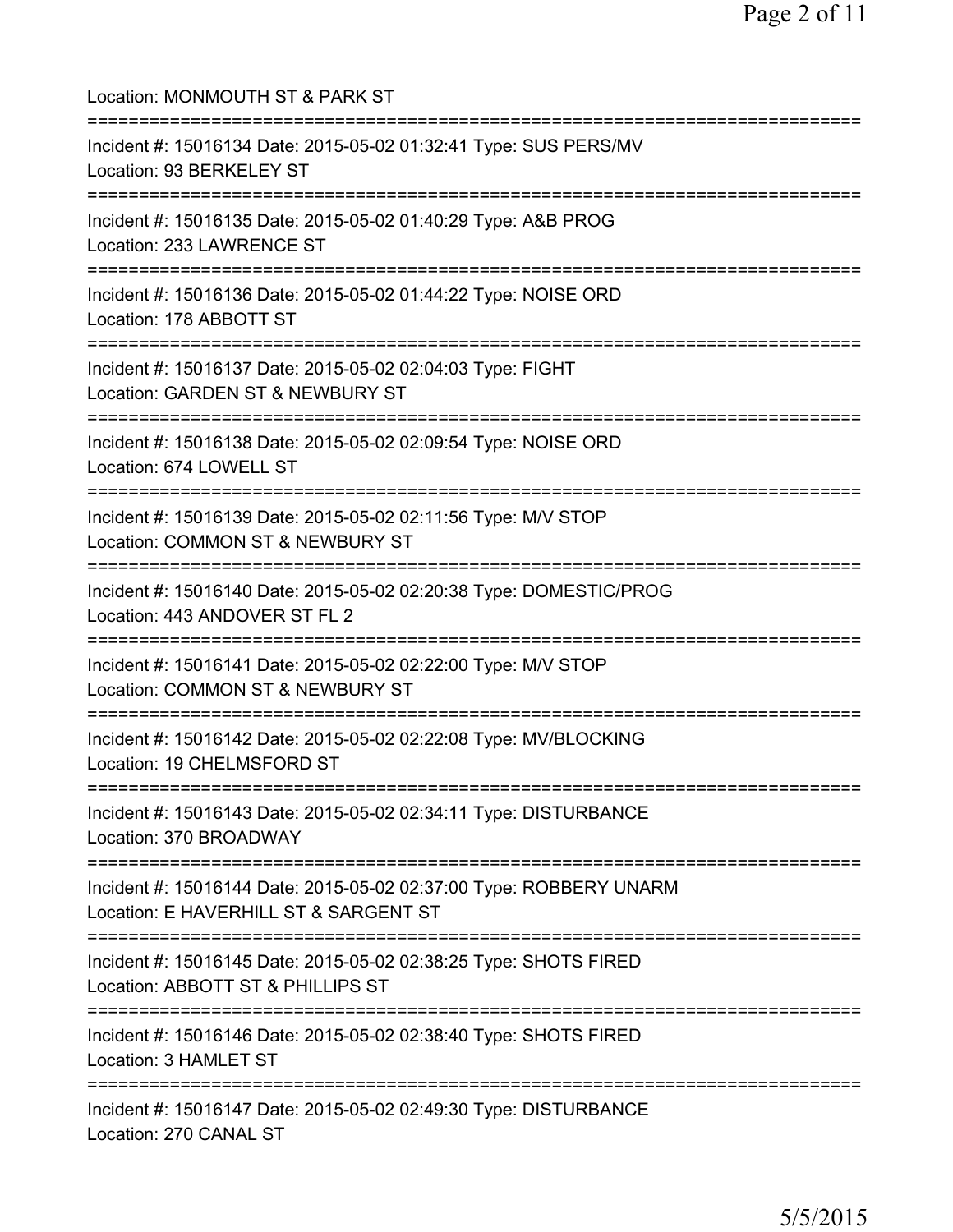Location: MONMOUTH ST & PARK ST

===========================================================================

Incident #: 15016134 Date: 2015-05-02 01:32:41 Type: SUS PERS/MV
Location: 93 BERKELEY ST

===========================================================================

Incident #: 15016135 Date: 2015-05-02 01:40:29 Type: A&B PROG
Location: 233 LAWRENCE ST

===========================================================================

Incident #: 15016136 Date: 2015-05-02 01:44:22 Type: NOISE ORD
Location: 178 ABBOTT ST

===========================================================================

Incident #: 15016137 Date: 2015-05-02 02:04:03 Type: FIGHT
Location: GARDEN ST & NEWBURY ST

===========================================================================

Incident #: 15016138 Date: 2015-05-02 02:09:54 Type: NOISE ORD
Location: 674 LOWELL ST

===========================================================================

Incident #: 15016139 Date: 2015-05-02 02:11:56 Type: M/V STOP
Location: COMMON ST & NEWBURY ST

===========================================================================

Incident #: 15016140 Date: 2015-05-02 02:20:38 Type: DOMESTIC/PROG
Location: 443 ANDOVER ST FL 2

===========================================================================

Incident #: 15016141 Date: 2015-05-02 02:22:00 Type: M/V STOP
Location: COMMON ST & NEWBURY ST

===========================================================================

Incident #: 15016142 Date: 2015-05-02 02:22:08 Type: MV/BLOCKING
Location: 19 CHELMSFORD ST

===========================================================================

Incident #: 15016143 Date: 2015-05-02 02:34:11 Type: DISTURBANCE
Location: 370 BROADWAY

===========================================================================

Incident #: 15016144 Date: 2015-05-02 02:37:00 Type: ROBBERY UNARM
Location: E HAVERHILL ST & SARGENT ST

===========================================================================

Incident #: 15016145 Date: 2015-05-02 02:38:25 Type: SHOTS FIRED
Location: ABBOTT ST & PHILLIPS ST

===========================================================================

Incident #: 15016146 Date: 2015-05-02 02:38:40 Type: SHOTS FIRED
Location: 3 HAMLET ST

===========================================================================

Incident #: 15016147 Date: 2015-05-02 02:49:30 Type: DISTURBANCE
Location: 270 CANAL ST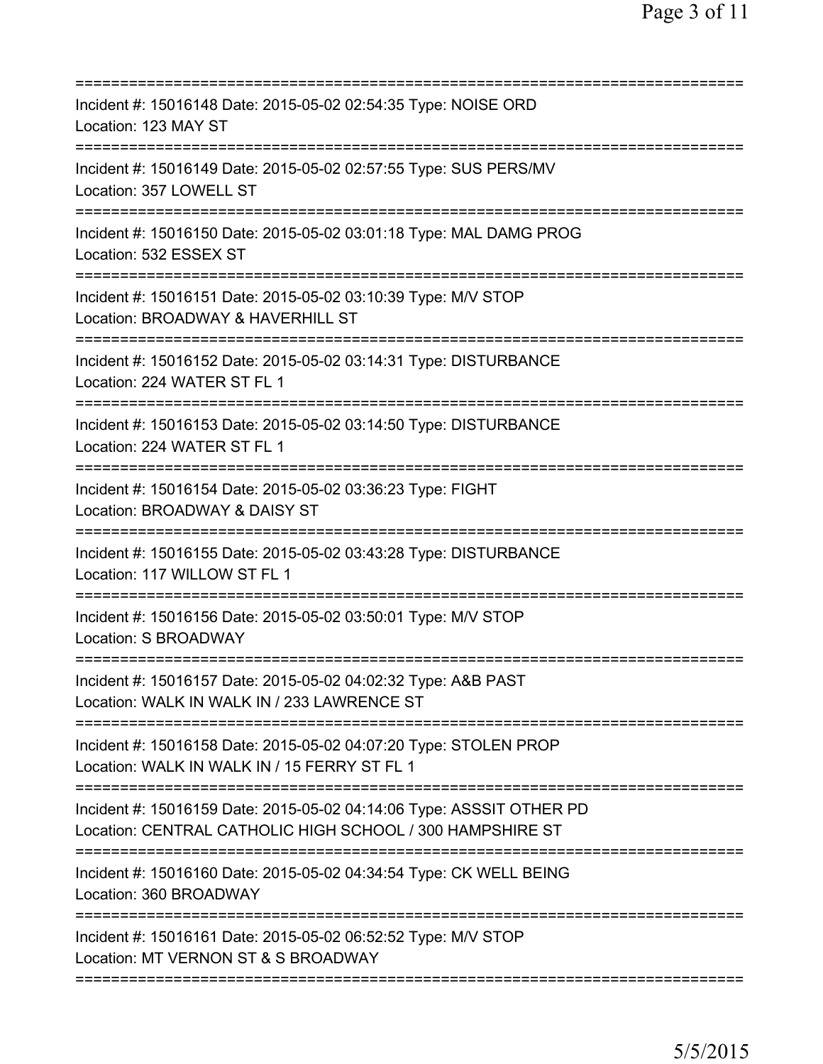===========================================================================
Incident #: 15016148 Date: 2015-05-02 02:54:35 Type: NOISE ORD
Location: 123 MAY ST
===========================================================================
Incident #: 15016149 Date: 2015-05-02 02:57:55 Type: SUS PERS/MV
Location: 357 LOWELL ST
===========================================================================
Incident #: 15016150 Date: 2015-05-02 03:01:18 Type: MAL DAMG PROG
Location: 532 ESSEX ST
===========================================================================
Incident #: 15016151 Date: 2015-05-02 03:10:39 Type: M/V STOP
Location: BROADWAY & HAVERHILL ST
===========================================================================
Incident #: 15016152 Date: 2015-05-02 03:14:31 Type: DISTURBANCE
Location: 224 WATER ST FL 1
===========================================================================
Incident #: 15016153 Date: 2015-05-02 03:14:50 Type: DISTURBANCE
Location: 224 WATER ST FL 1
===========================================================================
Incident #: 15016154 Date: 2015-05-02 03:36:23 Type: FIGHT
Location: BROADWAY & DAISY ST
===========================================================================
Incident #: 15016155 Date: 2015-05-02 03:43:28 Type: DISTURBANCE
Location: 117 WILLOW ST FL 1
===========================================================================
Incident #: 15016156 Date: 2015-05-02 03:50:01 Type: M/V STOP
Location: S BROADWAY
===========================================================================
Incident #: 15016157 Date: 2015-05-02 04:02:32 Type: A&B PAST
Location: WALK IN WALK IN / 233 LAWRENCE ST
===========================================================================
Incident #: 15016158 Date: 2015-05-02 04:07:20 Type: STOLEN PROP
Location: WALK IN WALK IN / 15 FERRY ST FL 1
===========================================================================
Incident #: 15016159 Date: 2015-05-02 04:14:06 Type: ASSSIT OTHER PD
Location: CENTRAL CATHOLIC HIGH SCHOOL / 300 HAMPSHIRE ST
===========================================================================
Incident #: 15016160 Date: 2015-05-02 04:34:54 Type: CK WELL BEING
Location: 360 BROADWAY
===========================================================================
Incident #: 15016161 Date: 2015-05-02 06:52:52 Type: M/V STOP
Location: MT VERNON ST & S BROADWAY
===========================================================================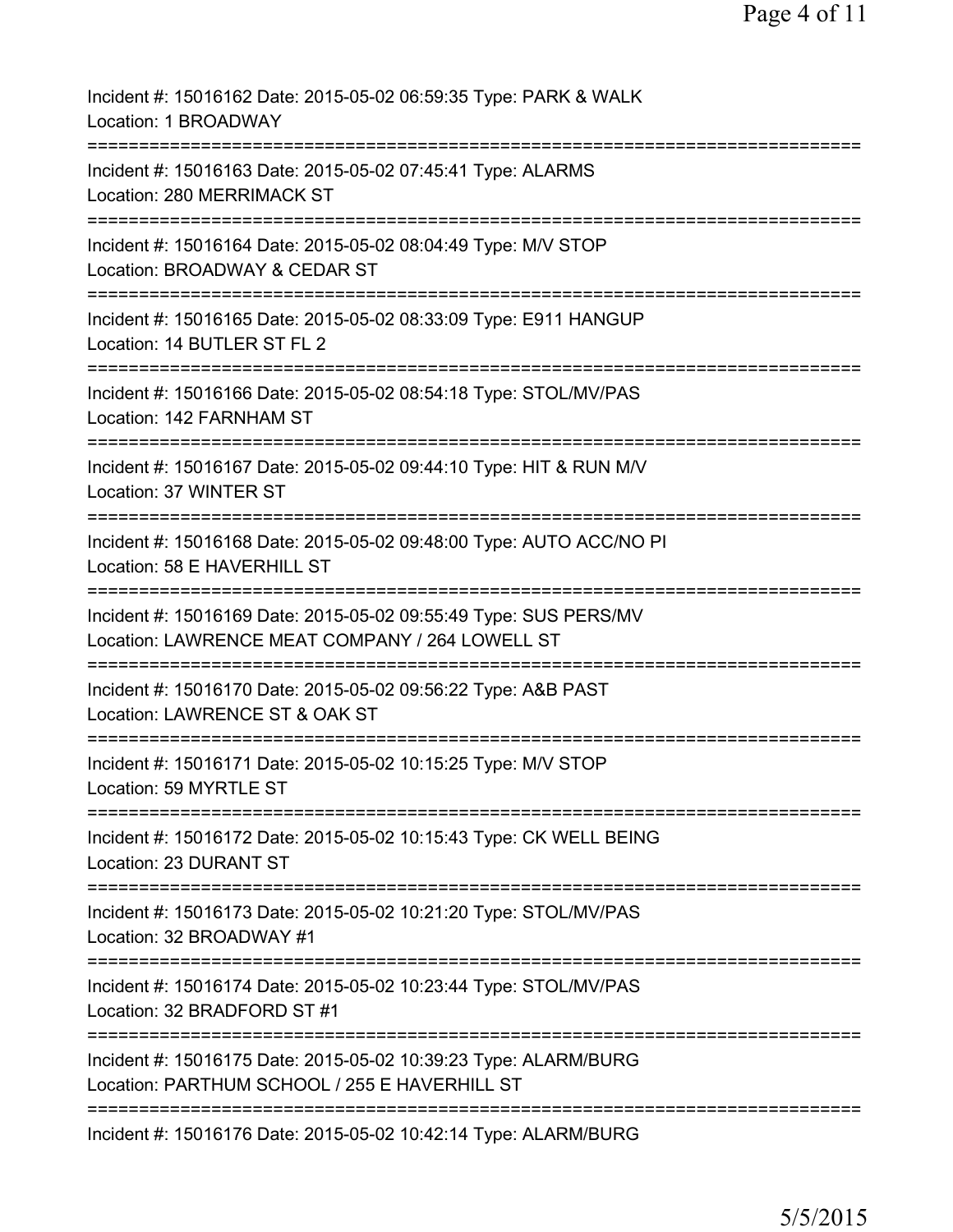Incident #: 15016162 Date: 2015-05-02 06:59:35 Type: PARK & WALK
Location: 1 BROADWAY

===========================================================================

Incident #: 15016163 Date: 2015-05-02 07:45:41 Type: ALARMS
Location: 280 MERRIMACK ST

===========================================================================

Incident #: 15016164 Date: 2015-05-02 08:04:49 Type: M/V STOP
Location: BROADWAY & CEDAR ST

===========================================================================

Incident #: 15016165 Date: 2015-05-02 08:33:09 Type: E911 HANGUP
Location: 14 BUTLER ST FL 2

===========================================================================

Incident #: 15016166 Date: 2015-05-02 08:54:18 Type: STOL/MV/PAS
Location: 142 FARNHAM ST

===========================================================================

Incident #: 15016167 Date: 2015-05-02 09:44:10 Type: HIT & RUN M/V
Location: 37 WINTER ST

===========================================================================

Incident #: 15016168 Date: 2015-05-02 09:48:00 Type: AUTO ACC/NO PI
Location: 58 E HAVERHILL ST

===========================================================================

Incident #: 15016169 Date: 2015-05-02 09:55:49 Type: SUS PERS/MV
Location: LAWRENCE MEAT COMPANY / 264 LOWELL ST

===========================================================================

Incident #: 15016170 Date: 2015-05-02 09:56:22 Type: A&B PAST
Location: LAWRENCE ST & OAK ST

===========================================================================

Incident #: 15016171 Date: 2015-05-02 10:15:25 Type: M/V STOP
Location: 59 MYRTLE ST

===========================================================================

Incident #: 15016172 Date: 2015-05-02 10:15:43 Type: CK WELL BEING
Location: 23 DURANT ST

===========================================================================

Incident #: 15016173 Date: 2015-05-02 10:21:20 Type: STOL/MV/PAS
Location: 32 BROADWAY #1

===========================================================================

Incident #: 15016174 Date: 2015-05-02 10:23:44 Type: STOL/MV/PAS
Location: 32 BRADFORD ST #1

===========================================================================

Incident #: 15016175 Date: 2015-05-02 10:39:23 Type: ALARM/BURG
Location: PARTHUM SCHOOL / 255 E HAVERHILL ST

===========================================================================

Incident #: 15016176 Date: 2015-05-02 10:42:14 Type: ALARM/BURG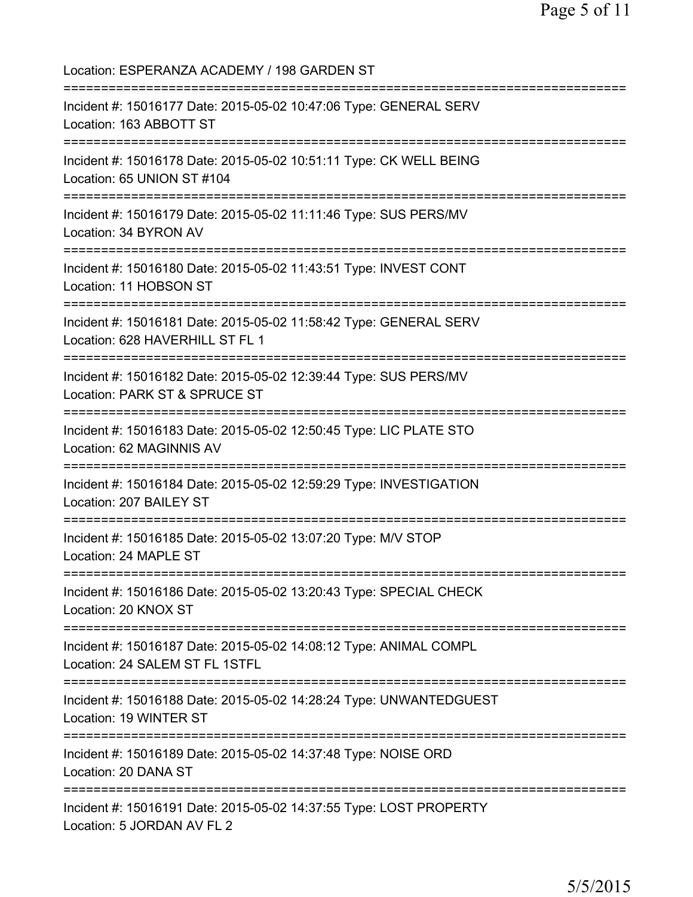Location: ESPERANZA ACADEMY / 198 GARDEN ST
===========================================================================
Incident #: 15016177 Date: 2015-05-02 10:47:06 Type: GENERAL SERV
Location: 163 ABBOTT ST
===========================================================================
Incident #: 15016178 Date: 2015-05-02 10:51:11 Type: CK WELL BEING
Location: 65 UNION ST #104
===========================================================================
Incident #: 15016179 Date: 2015-05-02 11:11:46 Type: SUS PERS/MV
Location: 34 BYRON AV
===========================================================================
Incident #: 15016180 Date: 2015-05-02 11:43:51 Type: INVEST CONT
Location: 11 HOBSON ST
===========================================================================
Incident #: 15016181 Date: 2015-05-02 11:58:42 Type: GENERAL SERV
Location: 628 HAVERHILL ST FL 1
===========================================================================
Incident #: 15016182 Date: 2015-05-02 12:39:44 Type: SUS PERS/MV
Location: PARK ST & SPRUCE ST
===========================================================================
Incident #: 15016183 Date: 2015-05-02 12:50:45 Type: LIC PLATE STO
Location: 62 MAGINNIS AV
===========================================================================
Incident #: 15016184 Date: 2015-05-02 12:59:29 Type: INVESTIGATION
Location: 207 BAILEY ST
===========================================================================
Incident #: 15016185 Date: 2015-05-02 13:07:20 Type: M/V STOP
Location: 24 MAPLE ST
===========================================================================
Incident #: 15016186 Date: 2015-05-02 13:20:43 Type: SPECIAL CHECK
Location: 20 KNOX ST
===========================================================================
Incident #: 15016187 Date: 2015-05-02 14:08:12 Type: ANIMAL COMPL
Location: 24 SALEM ST FL 1STFL
===========================================================================
Incident #: 15016188 Date: 2015-05-02 14:28:24 Type: UNWANTEDGUEST
Location: 19 WINTER ST
===========================================================================
Incident #: 15016189 Date: 2015-05-02 14:37:48 Type: NOISE ORD
Location: 20 DANA ST
===========================================================================
Incident #: 15016191 Date: 2015-05-02 14:37:55 Type: LOST PROPERTY
Location: 5 JORDAN AV FL 2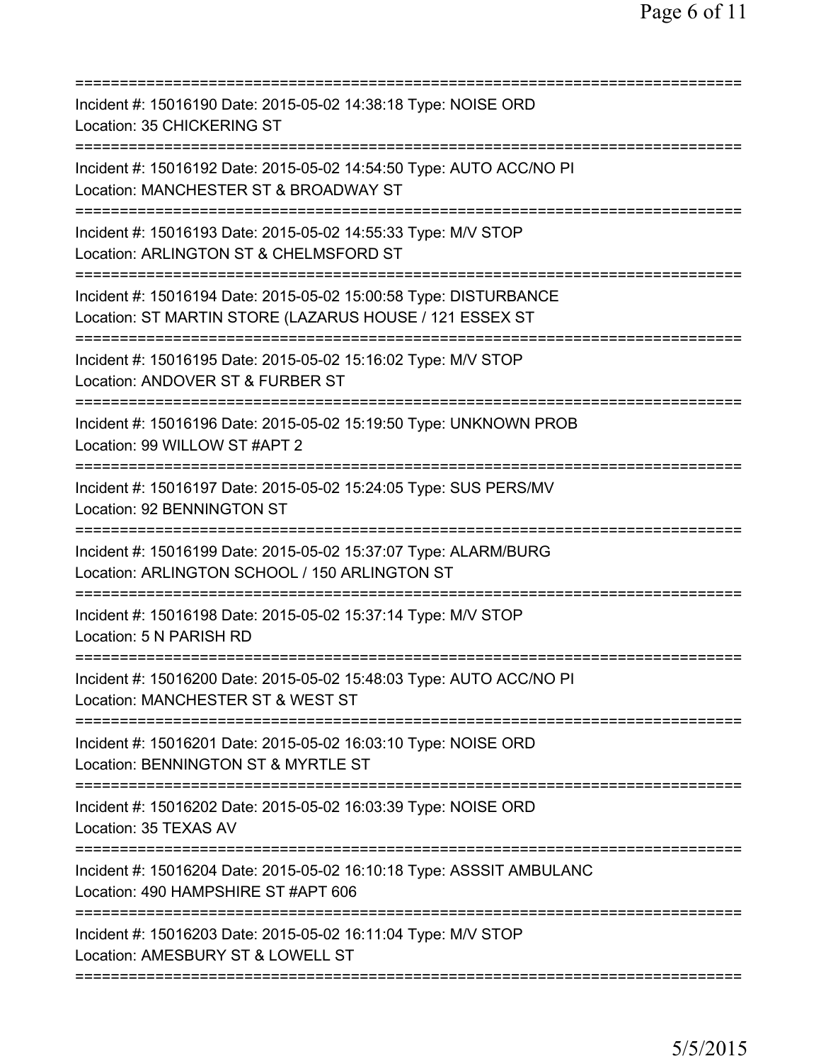===========================================================================

Incident #: 15016190 Date: 2015-05-02 14:38:18 Type: NOISE ORD
Location: 35 CHICKERING ST

===========================================================================

Incident #: 15016192 Date: 2015-05-02 14:54:50 Type: AUTO ACC/NO PI
Location: MANCHESTER ST & BROADWAY ST

===========================================================================

Incident #: 15016193 Date: 2015-05-02 14:55:33 Type: M/V STOP
Location: ARLINGTON ST & CHELMSFORD ST

===========================================================================

Incident #: 15016194 Date: 2015-05-02 15:00:58 Type: DISTURBANCE
Location: ST MARTIN STORE (LAZARUS HOUSE / 121 ESSEX ST

===========================================================================

Incident #: 15016195 Date: 2015-05-02 15:16:02 Type: M/V STOP
Location: ANDOVER ST & FURBER ST

===========================================================================

Incident #: 15016196 Date: 2015-05-02 15:19:50 Type: UNKNOWN PROB
Location: 99 WILLOW ST #APT 2

===========================================================================

Incident #: 15016197 Date: 2015-05-02 15:24:05 Type: SUS PERS/MV
Location: 92 BENNINGTON ST

===========================================================================

Incident #: 15016199 Date: 2015-05-02 15:37:07 Type: ALARM/BURG
Location: ARLINGTON SCHOOL / 150 ARLINGTON ST

===========================================================================

Incident #: 15016198 Date: 2015-05-02 15:37:14 Type: M/V STOP
Location: 5 N PARISH RD

===========================================================================

Incident #: 15016200 Date: 2015-05-02 15:48:03 Type: AUTO ACC/NO PI
Location: MANCHESTER ST & WEST ST

===========================================================================

Incident #: 15016201 Date: 2015-05-02 16:03:10 Type: NOISE ORD
Location: BENNINGTON ST & MYRTLE ST

===========================================================================

Incident #: 15016202 Date: 2015-05-02 16:03:39 Type: NOISE ORD
Location: 35 TEXAS AV

===========================================================================

Incident #: 15016204 Date: 2015-05-02 16:10:18 Type: ASSSIT AMBULANC
Location: 490 HAMPSHIRE ST #APT 606

===========================================================================

Incident #: 15016203 Date: 2015-05-02 16:11:04 Type: M/V STOP
Location: AMESBURY ST & LOWELL ST

===========================================================================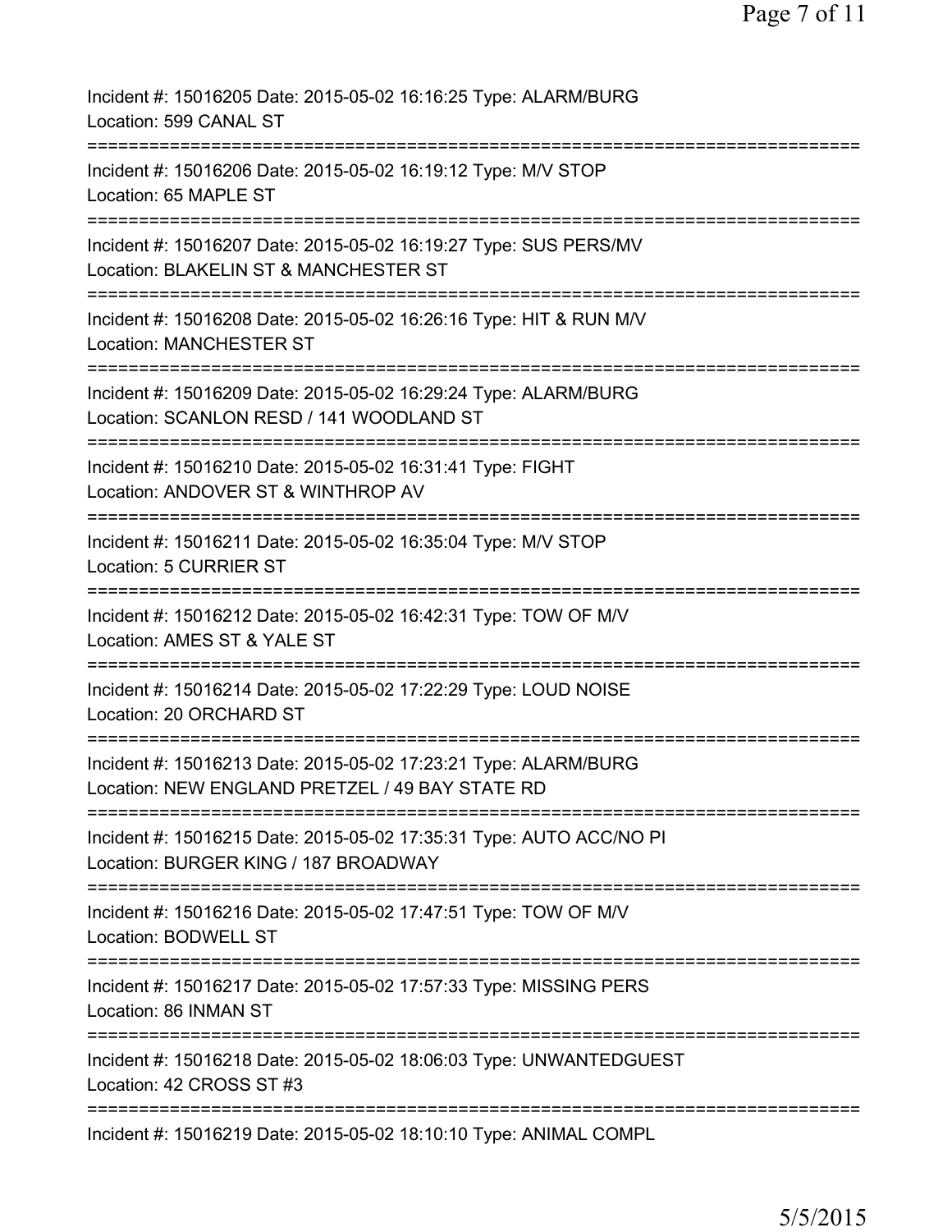Incident #: 15016205 Date: 2015-05-02 16:16:25 Type: ALARM/BURG
Location: 599 CANAL ST

===========================================================================

Incident #: 15016206 Date: 2015-05-02 16:19:12 Type: M/V STOP
Location: 65 MAPLE ST

===========================================================================

Incident #: 15016207 Date: 2015-05-02 16:19:27 Type: SUS PERS/MV
Location: BLAKELIN ST & MANCHESTER ST

===========================================================================

Incident #: 15016208 Date: 2015-05-02 16:26:16 Type: HIT & RUN M/V
Location: MANCHESTER ST

===========================================================================

Incident #: 15016209 Date: 2015-05-02 16:29:24 Type: ALARM/BURG
Location: SCANLON RESD / 141 WOODLAND ST

===========================================================================

Incident #: 15016210 Date: 2015-05-02 16:31:41 Type: FIGHT
Location: ANDOVER ST & WINTHROP AV

===========================================================================

Incident #: 15016211 Date: 2015-05-02 16:35:04 Type: M/V STOP
Location: 5 CURRIER ST

===========================================================================

Incident #: 15016212 Date: 2015-05-02 16:42:31 Type: TOW OF M/V
Location: AMES ST & YALE ST

===========================================================================

Incident #: 15016214 Date: 2015-05-02 17:22:29 Type: LOUD NOISE
Location: 20 ORCHARD ST

===========================================================================

Incident #: 15016213 Date: 2015-05-02 17:23:21 Type: ALARM/BURG
Location: NEW ENGLAND PRETZEL / 49 BAY STATE RD

===========================================================================

Incident #: 15016215 Date: 2015-05-02 17:35:31 Type: AUTO ACC/NO PI
Location: BURGER KING / 187 BROADWAY

===========================================================================

Incident #: 15016216 Date: 2015-05-02 17:47:51 Type: TOW OF M/V
Location: BODWELL ST

===========================================================================

Incident #: 15016217 Date: 2015-05-02 17:57:33 Type: MISSING PERS
Location: 86 INMAN ST

===========================================================================

Incident #: 15016218 Date: 2015-05-02 18:06:03 Type: UNWANTEDGUEST
Location: 42 CROSS ST #3

===========================================================================

Incident #: 15016219 Date: 2015-05-02 18:10:10 Type: ANIMAL COMPL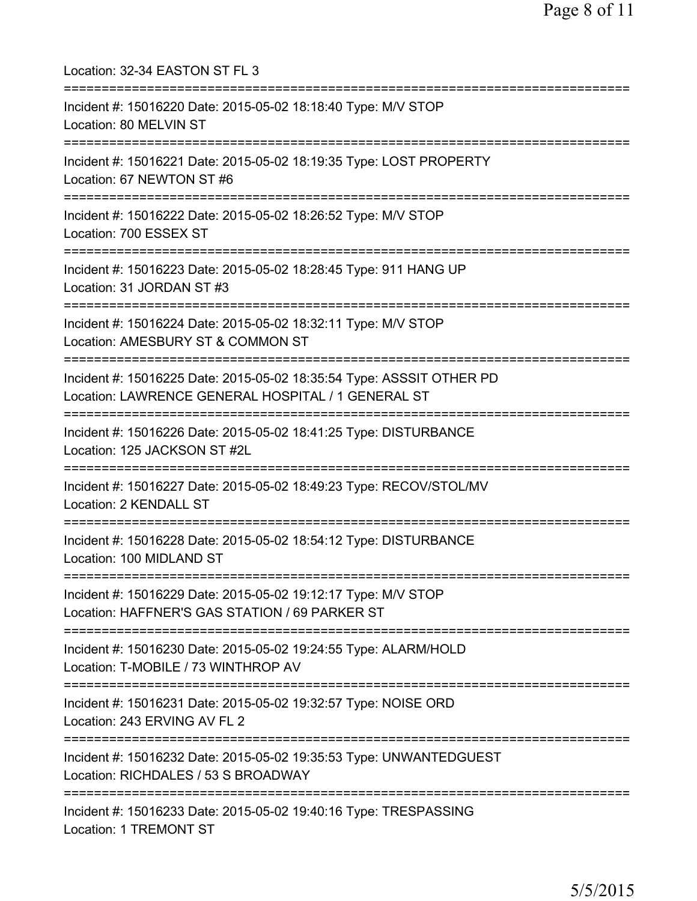Location: 32-34 EASTON ST FL 3

===========================================================================

Incident #: 15016220 Date: 2015-05-02 18:18:40 Type: M/V STOP
Location: 80 MELVIN ST

===========================================================================

Incident #: 15016221 Date: 2015-05-02 18:19:35 Type: LOST PROPERTY
Location: 67 NEWTON ST #6

===========================================================================

Incident #: 15016222 Date: 2015-05-02 18:26:52 Type: M/V STOP
Location: 700 ESSEX ST

===========================================================================

Incident #: 15016223 Date: 2015-05-02 18:28:45 Type: 911 HANG UP
Location: 31 JORDAN ST #3

===========================================================================

Incident #: 15016224 Date: 2015-05-02 18:32:11 Type: M/V STOP
Location: AMESBURY ST & COMMON ST

===========================================================================

Incident #: 15016225 Date: 2015-05-02 18:35:54 Type: ASSSIT OTHER PD
Location: LAWRENCE GENERAL HOSPITAL / 1 GENERAL ST

===========================================================================

Incident #: 15016226 Date: 2015-05-02 18:41:25 Type: DISTURBANCE
Location: 125 JACKSON ST #2L

===========================================================================

Incident #: 15016227 Date: 2015-05-02 18:49:23 Type: RECOV/STOL/MV
Location: 2 KENDALL ST

===========================================================================

Incident #: 15016228 Date: 2015-05-02 18:54:12 Type: DISTURBANCE
Location: 100 MIDLAND ST

===========================================================================

Incident #: 15016229 Date: 2015-05-02 19:12:17 Type: M/V STOP
Location: HAFFNER'S GAS STATION / 69 PARKER ST

===========================================================================

Incident #: 15016230 Date: 2015-05-02 19:24:55 Type: ALARM/HOLD
Location: T-MOBILE / 73 WINTHROP AV

===========================================================================

Incident #: 15016231 Date: 2015-05-02 19:32:57 Type: NOISE ORD
Location: 243 ERVING AV FL 2

===========================================================================

Incident #: 15016232 Date: 2015-05-02 19:35:53 Type: UNWANTEDGUEST
Location: RICHDALES / 53 S BROADWAY

===========================================================================

Incident #: 15016233 Date: 2015-05-02 19:40:16 Type: TRESPASSING
Location: 1 TREMONT ST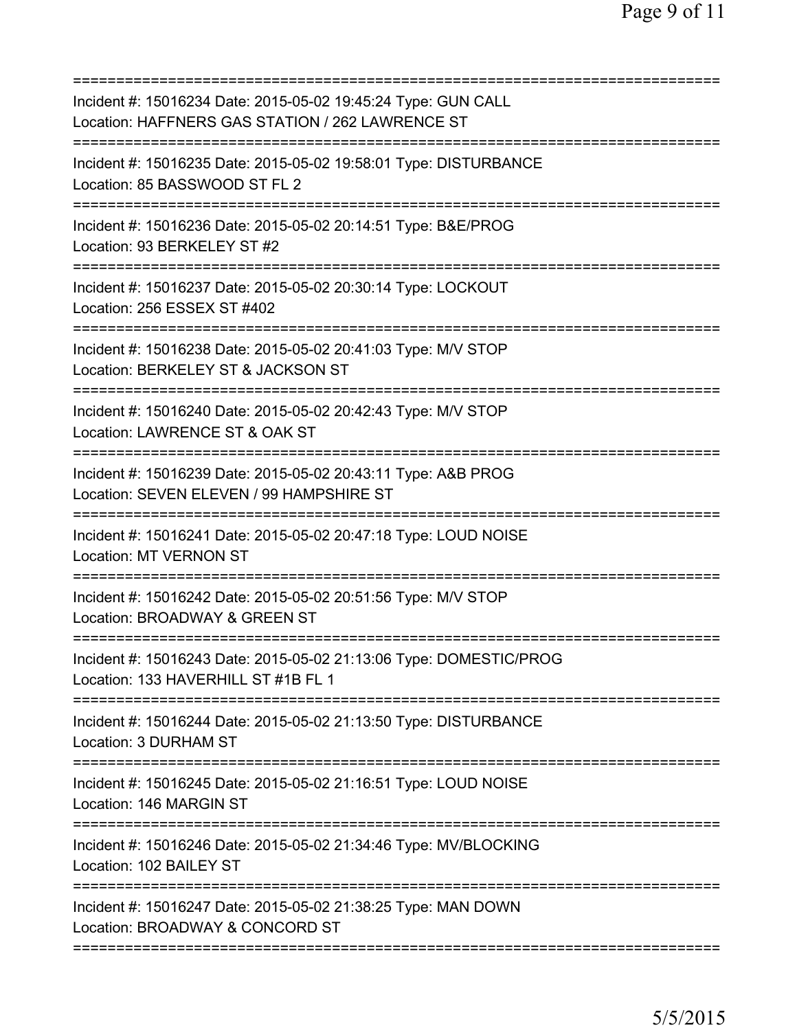===========================================================================
Incident #: 15016234 Date: 2015-05-02 19:45:24 Type: GUN CALL
Location: HAFFNERS GAS STATION / 262 LAWRENCE ST
===========================================================================
Incident #: 15016235 Date: 2015-05-02 19:58:01 Type: DISTURBANCE
Location: 85 BASSWOOD ST FL 2
===========================================================================
Incident #: 15016236 Date: 2015-05-02 20:14:51 Type: B&E/PROG
Location: 93 BERKELEY ST #2
===========================================================================
Incident #: 15016237 Date: 2015-05-02 20:30:14 Type: LOCKOUT
Location: 256 ESSEX ST #402
===========================================================================
Incident #: 15016238 Date: 2015-05-02 20:41:03 Type: M/V STOP
Location: BERKELEY ST & JACKSON ST
===========================================================================
Incident #: 15016240 Date: 2015-05-02 20:42:43 Type: M/V STOP
Location: LAWRENCE ST & OAK ST
===========================================================================
Incident #: 15016239 Date: 2015-05-02 20:43:11 Type: A&B PROG
Location: SEVEN ELEVEN / 99 HAMPSHIRE ST
===========================================================================
Incident #: 15016241 Date: 2015-05-02 20:47:18 Type: LOUD NOISE
Location: MT VERNON ST
===========================================================================
Incident #: 15016242 Date: 2015-05-02 20:51:56 Type: M/V STOP
Location: BROADWAY & GREEN ST
===========================================================================
Incident #: 15016243 Date: 2015-05-02 21:13:06 Type: DOMESTIC/PROG
Location: 133 HAVERHILL ST #1B FL 1
===========================================================================
Incident #: 15016244 Date: 2015-05-02 21:13:50 Type: DISTURBANCE
Location: 3 DURHAM ST
===========================================================================
Incident #: 15016245 Date: 2015-05-02 21:16:51 Type: LOUD NOISE
Location: 146 MARGIN ST
===========================================================================
Incident #: 15016246 Date: 2015-05-02 21:34:46 Type: MV/BLOCKING
Location: 102 BAILEY ST
===========================================================================
Incident #: 15016247 Date: 2015-05-02 21:38:25 Type: MAN DOWN
Location: BROADWAY & CONCORD ST
===========================================================================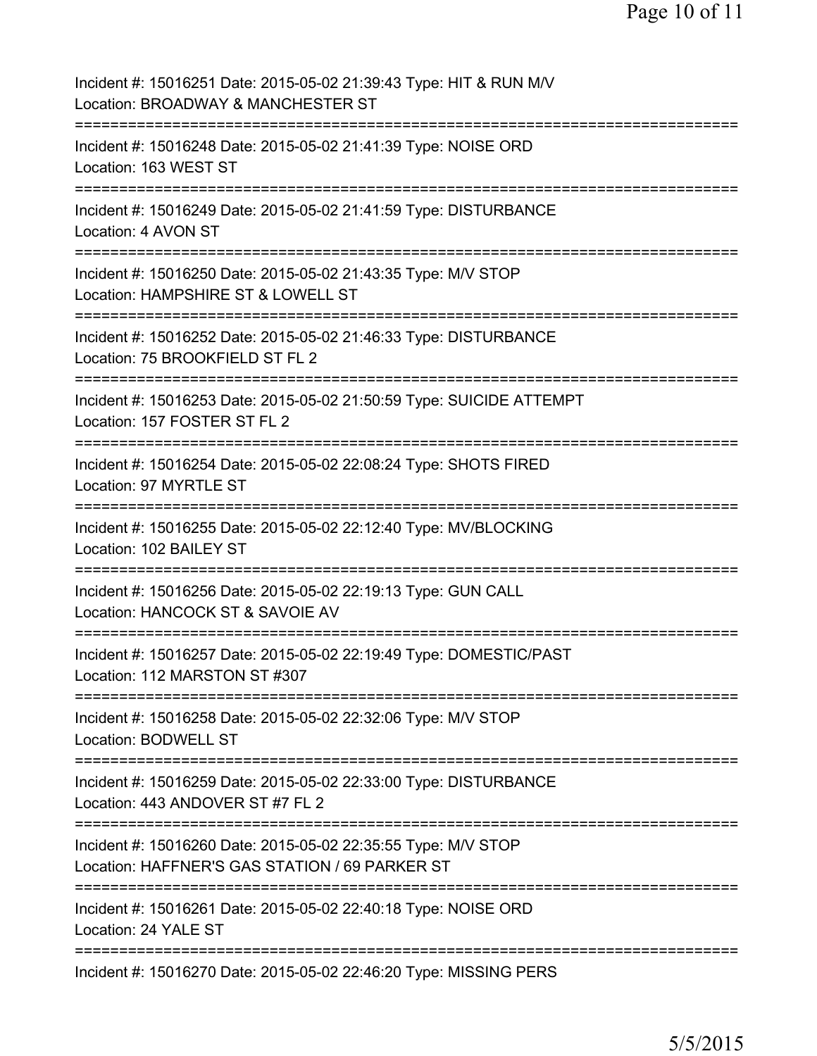Incident #: 15016251 Date: 2015-05-02 21:39:43 Type: HIT & RUN M/V
Location: BROADWAY & MANCHESTER ST

===========================================================================

Incident #: 15016248 Date: 2015-05-02 21:41:39 Type: NOISE ORD
Location: 163 WEST ST

===========================================================================

Incident #: 15016249 Date: 2015-05-02 21:41:59 Type: DISTURBANCE
Location: 4 AVON ST

===========================================================================

Incident #: 15016250 Date: 2015-05-02 21:43:35 Type: M/V STOP
Location: HAMPSHIRE ST & LOWELL ST

===========================================================================

Incident #: 15016252 Date: 2015-05-02 21:46:33 Type: DISTURBANCE
Location: 75 BROOKFIELD ST FL 2

===========================================================================

Incident #: 15016253 Date: 2015-05-02 21:50:59 Type: SUICIDE ATTEMPT
Location: 157 FOSTER ST FL 2

===========================================================================

Incident #: 15016254 Date: 2015-05-02 22:08:24 Type: SHOTS FIRED
Location: 97 MYRTLE ST

===========================================================================

Incident #: 15016255 Date: 2015-05-02 22:12:40 Type: MV/BLOCKING
Location: 102 BAILEY ST

===========================================================================

Incident #: 15016256 Date: 2015-05-02 22:19:13 Type: GUN CALL
Location: HANCOCK ST & SAVOIE AV

===========================================================================

Incident #: 15016257 Date: 2015-05-02 22:19:49 Type: DOMESTIC/PAST
Location: 112 MARSTON ST #307

===========================================================================

Incident #: 15016258 Date: 2015-05-02 22:32:06 Type: M/V STOP
Location: BODWELL ST

===========================================================================

Incident #: 15016259 Date: 2015-05-02 22:33:00 Type: DISTURBANCE
Location: 443 ANDOVER ST #7 FL 2

===========================================================================

Incident #: 15016260 Date: 2015-05-02 22:35:55 Type: M/V STOP
Location: HAFFNER'S GAS STATION / 69 PARKER ST

===========================================================================

Incident #: 15016261 Date: 2015-05-02 22:40:18 Type: NOISE ORD
Location: 24 YALE ST

===========================================================================

Incident #: 15016270 Date: 2015-05-02 22:46:20 Type: MISSING PERS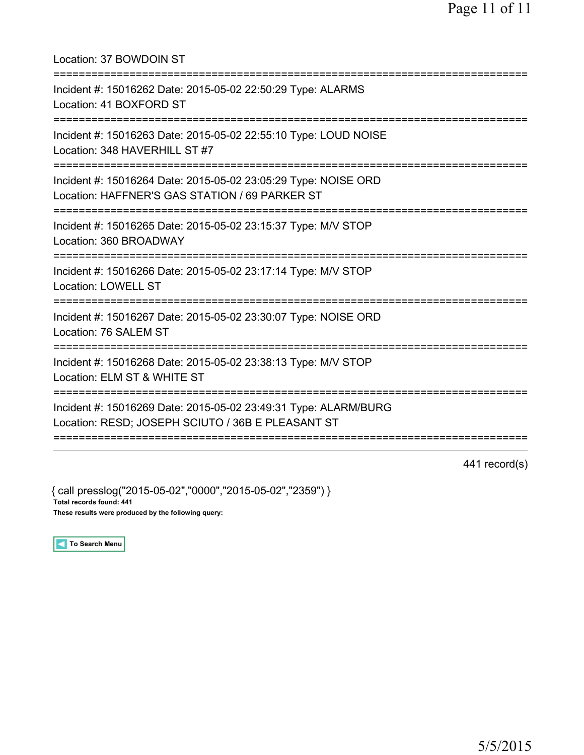Location: 37 BOWDOIN ST

===========================================================================

Incident #: 15016262 Date: 2015-05-02 22:50:29 Type: ALARMS
Location: 41 BOXFORD ST

===========================================================================

Incident #: 15016263 Date: 2015-05-02 22:55:10 Type: LOUD NOISE
Location: 348 HAVERHILL ST #7

===========================================================================

Incident #: 15016264 Date: 2015-05-02 23:05:29 Type: NOISE ORD
Location: HAFFNER'S GAS STATION / 69 PARKER ST

===========================================================================

Incident #: 15016265 Date: 2015-05-02 23:15:37 Type: M/V STOP
Location: 360 BROADWAY

===========================================================================

Incident #: 15016266 Date: 2015-05-02 23:17:14 Type: M/V STOP
Location: LOWELL ST

===========================================================================

Incident #: 15016267 Date: 2015-05-02 23:30:07 Type: NOISE ORD
Location: 76 SALEM ST

===========================================================================

Incident #: 15016268 Date: 2015-05-02 23:38:13 Type: M/V STOP
Location: ELM ST & WHITE ST

===========================================================================

Incident #: 15016269 Date: 2015-05-02 23:49:31 Type: ALARM/BURG
Location: RESD; JOSEPH SCIUTO / 36B E PLEASANT ST

===========================================================================

441 record(s)

{ call presslog("2015-05-02","0000","2015-05-02","2359") }

**Total records found: 441**

**These results were produced by the following query:**

To Search Menu

5/5/2015